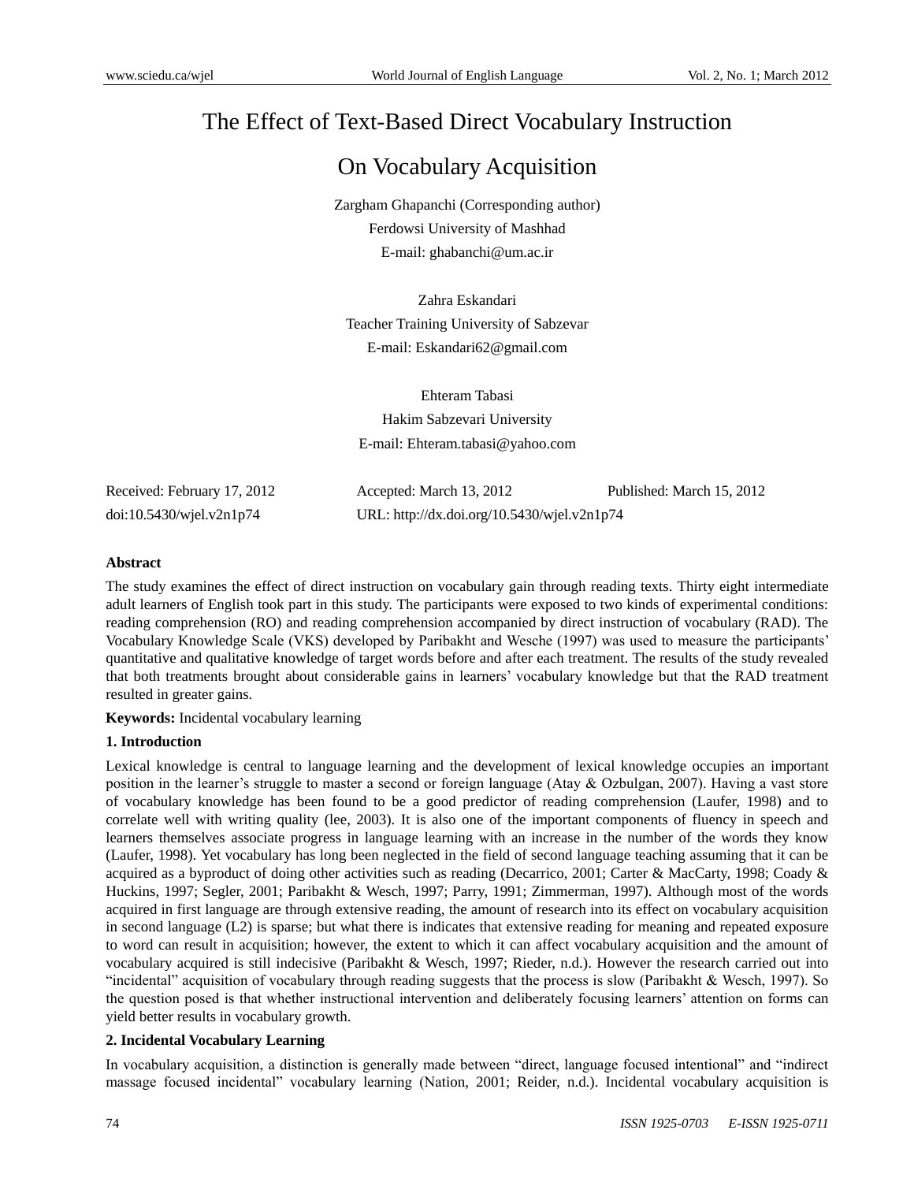# The Effect of Text-Based Direct Vocabulary Instruction On Vocabulary Acquisition

Zargham Ghapanchi (Corresponding author)
Ferdowsi University of Mashhad
E-mail: ghabanchi@um.ac.ir

Zahra Eskandari
Teacher Training University of Sabzevar
E-mail: Eskandari62@gmail.com

Ehteram Tabasi
Hakim Sabzevari University
E-mail: Ehteram.tabasi@yahoo.com

Received: February 17, 2012 Accepted: March 13, 2012 Published: March 15, 2012
doi:10.5430/wjel.v2n1p74 URL: http://dx.doi.org/10.5430/wjel.v2n1p74

**Abstract**

The study examines the effect of direct instruction on vocabulary gain through reading texts. Thirty eight intermediate adult learners of English took part in this study. The participants were exposed to two kinds of experimental conditions: reading comprehension (RO) and reading comprehension accompanied by direct instruction of vocabulary (RAD). The Vocabulary Knowledge Scale (VKS) developed by Paribakht and Wesche (1997) was used to measure the participants' quantitative and qualitative knowledge of target words before and after each treatment. The results of the study revealed that both treatments brought about considerable gains in learners' vocabulary knowledge but that the RAD treatment resulted in greater gains.

**Keywords:** Incidental vocabulary learning

## 1. Introduction

Lexical knowledge is central to language learning and the development of lexical knowledge occupies an important position in the learner's struggle to master a second or foreign language (Atay & Ozbulgan, 2007). Having a vast store of vocabulary knowledge has been found to be a good predictor of reading comprehension (Laufer, 1998) and to correlate well with writing quality (lee, 2003). It is also one of the important components of fluency in speech and learners themselves associate progress in language learning with an increase in the number of the words they know (Laufer, 1998). Yet vocabulary has long been neglected in the field of second language teaching assuming that it can be acquired as a byproduct of doing other activities such as reading (Decarrico, 2001; Carter & MacCarty, 1998; Coady & Huckins, 1997; Segler, 2001; Paribakht & Wesch, 1997; Parry, 1991; Zimmerman, 1997). Although most of the words acquired in first language are through extensive reading, the amount of research into its effect on vocabulary acquisition in second language (L2) is sparse; but what there is indicates that extensive reading for meaning and repeated exposure to word can result in acquisition; however, the extent to which it can affect vocabulary acquisition and the amount of vocabulary acquired is still indecisive (Paribakht & Wesch, 1997; Rieder, n.d.). However the research carried out into "incidental" acquisition of vocabulary through reading suggests that the process is slow (Paribakht & Wesch, 1997). So the question posed is that whether instructional intervention and deliberately focusing learners' attention on forms can yield better results in vocabulary growth.

## 2. Incidental Vocabulary Learning

In vocabulary acquisition, a distinction is generally made between "direct, language focused intentional" and "indirect massage focused incidental" vocabulary learning (Nation, 2001; Reider, n.d.). Incidental vocabulary acquisition is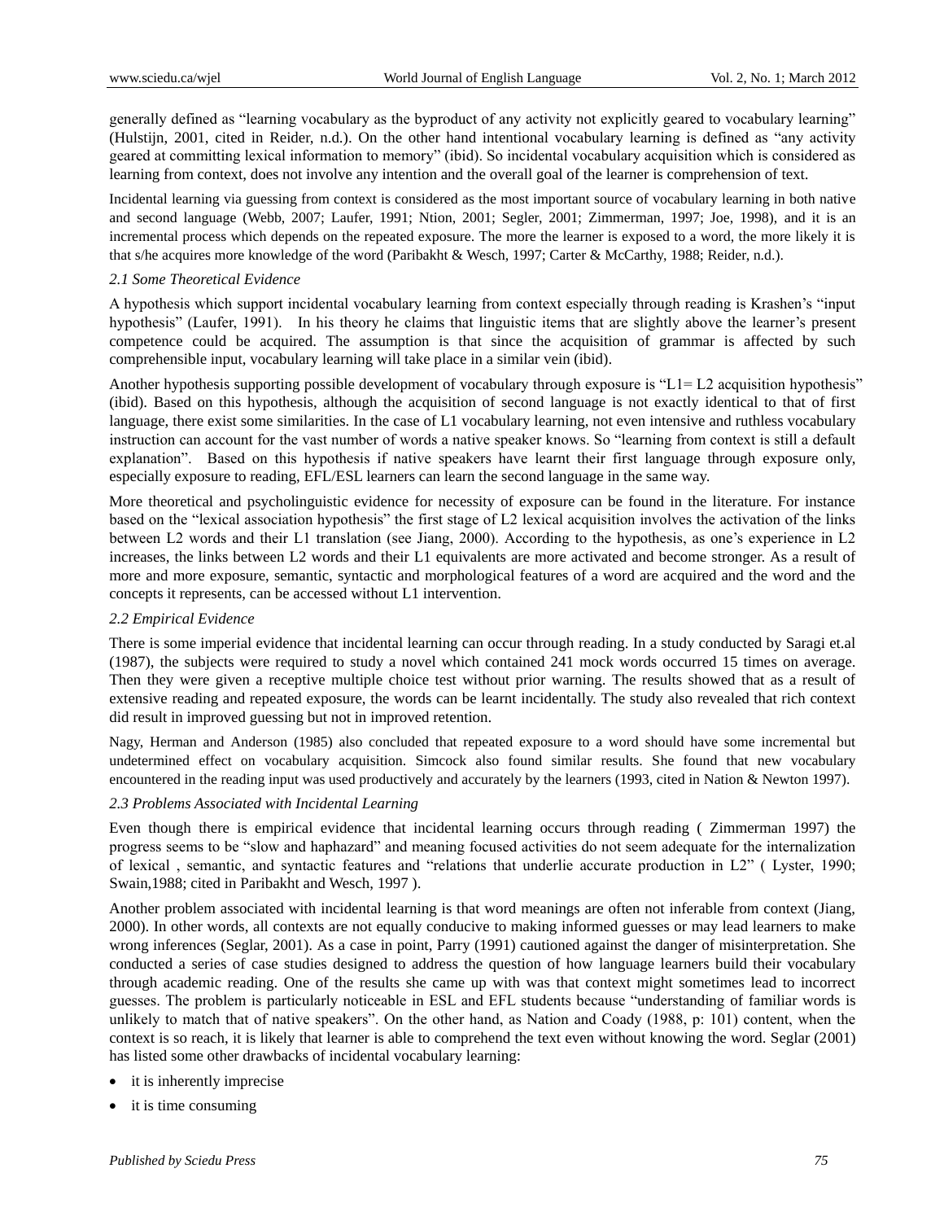generally defined as "learning vocabulary as the byproduct of any activity not explicitly geared to vocabulary learning" (Hulstijn, 2001, cited in Reider, n.d.). On the other hand intentional vocabulary learning is defined as "any activity geared at committing lexical information to memory" (ibid). So incidental vocabulary acquisition which is considered as learning from context, does not involve any intention and the overall goal of the learner is comprehension of text.

Incidental learning via guessing from context is considered as the most important source of vocabulary learning in both native and second language (Webb, 2007; Laufer, 1991; Ntion, 2001; Segler, 2001; Zimmerman, 1997; Joe, 1998), and it is an incremental process which depends on the repeated exposure. The more the learner is exposed to a word, the more likely it is that s/he acquires more knowledge of the word (Paribakht & Wesch, 1997; Carter & McCarthy, 1988; Reider, n.d.).

### *2.1 Some Theoretical Evidence*

A hypothesis which support incidental vocabulary learning from context especially through reading is Krashen's "input hypothesis" (Laufer, 1991). In his theory he claims that linguistic items that are slightly above the learner's present competence could be acquired. The assumption is that since the acquisition of grammar is affected by such comprehensible input, vocabulary learning will take place in a similar vein (ibid).

Another hypothesis supporting possible development of vocabulary through exposure is "L1= L2 acquisition hypothesis" (ibid). Based on this hypothesis, although the acquisition of second language is not exactly identical to that of first language, there exist some similarities. In the case of L1 vocabulary learning, not even intensive and ruthless vocabulary instruction can account for the vast number of words a native speaker knows. So "learning from context is still a default explanation". Based on this hypothesis if native speakers have learnt their first language through exposure only, especially exposure to reading, EFL/ESL learners can learn the second language in the same way.

More theoretical and psycholinguistic evidence for necessity of exposure can be found in the literature. For instance based on the "lexical association hypothesis" the first stage of L2 lexical acquisition involves the activation of the links between L2 words and their L1 translation (see Jiang, 2000). According to the hypothesis, as one's experience in L2 increases, the links between L2 words and their L1 equivalents are more activated and become stronger. As a result of more and more exposure, semantic, syntactic and morphological features of a word are acquired and the word and the concepts it represents, can be accessed without L1 intervention.

### *2.2 Empirical Evidence*

There is some imperial evidence that incidental learning can occur through reading. In a study conducted by Saragi et.al (1987), the subjects were required to study a novel which contained 241 mock words occurred 15 times on average. Then they were given a receptive multiple choice test without prior warning. The results showed that as a result of extensive reading and repeated exposure, the words can be learnt incidentally. The study also revealed that rich context did result in improved guessing but not in improved retention.

Nagy, Herman and Anderson (1985) also concluded that repeated exposure to a word should have some incremental but undetermined effect on vocabulary acquisition. Simcock also found similar results. She found that new vocabulary encountered in the reading input was used productively and accurately by the learners (1993, cited in Nation & Newton 1997).

### *2.3 Problems Associated with Incidental Learning*

Even though there is empirical evidence that incidental learning occurs through reading ( Zimmerman 1997) the progress seems to be "slow and haphazard" and meaning focused activities do not seem adequate for the internalization of lexical , semantic, and syntactic features and "relations that underlie accurate production in L2" ( Lyster, 1990; Swain,1988; cited in Paribakht and Wesch, 1997 ).

Another problem associated with incidental learning is that word meanings are often not inferable from context (Jiang, 2000). In other words, all contexts are not equally conducive to making informed guesses or may lead learners to make wrong inferences (Seglar, 2001). As a case in point, Parry (1991) cautioned against the danger of misinterpretation. She conducted a series of case studies designed to address the question of how language learners build their vocabulary through academic reading. One of the results she came up with was that context might sometimes lead to incorrect guesses. The problem is particularly noticeable in ESL and EFL students because "understanding of familiar words is unlikely to match that of native speakers". On the other hand, as Nation and Coady (1988, p: 101) content, when the context is so reach, it is likely that learner is able to comprehend the text even without knowing the word. Seglar (2001) has listed some other drawbacks of incidental vocabulary learning:

- it is inherently imprecise
- it is time consuming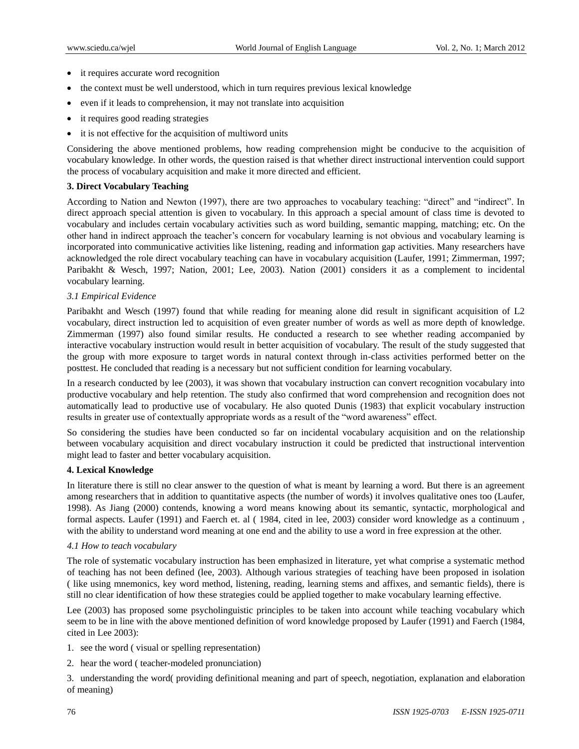- it requires accurate word recognition
- the context must be well understood, which in turn requires previous lexical knowledge
- even if it leads to comprehension, it may not translate into acquisition
- it requires good reading strategies
- it is not effective for the acquisition of multiword units

Considering the above mentioned problems, how reading comprehension might be conducive to the acquisition of vocabulary knowledge. In other words, the question raised is that whether direct instructional intervention could support the process of vocabulary acquisition and make it more directed and efficient.

**3. Direct Vocabulary Teaching**

According to Nation and Newton (1997), there are two approaches to vocabulary teaching: "direct" and "indirect". In direct approach special attention is given to vocabulary. In this approach a special amount of class time is devoted to vocabulary and includes certain vocabulary activities such as word building, semantic mapping, matching; etc. On the other hand in indirect approach the teacher's concern for vocabulary learning is not obvious and vocabulary learning is incorporated into communicative activities like listening, reading and information gap activities. Many researchers have acknowledged the role direct vocabulary teaching can have in vocabulary acquisition (Laufer, 1991; Zimmerman, 1997; Paribakht & Wesch, 1997; Nation, 2001; Lee, 2003). Nation (2001) considers it as a complement to incidental vocabulary learning.

*3.1 Empirical Evidence*

Paribakht and Wesch (1997) found that while reading for meaning alone did result in significant acquisition of L2 vocabulary, direct instruction led to acquisition of even greater number of words as well as more depth of knowledge. Zimmerman (1997) also found similar results. He conducted a research to see whether reading accompanied by interactive vocabulary instruction would result in better acquisition of vocabulary. The result of the study suggested that the group with more exposure to target words in natural context through in-class activities performed better on the posttest. He concluded that reading is a necessary but not sufficient condition for learning vocabulary.

In a research conducted by lee (2003), it was shown that vocabulary instruction can convert recognition vocabulary into productive vocabulary and help retention. The study also confirmed that word comprehension and recognition does not automatically lead to productive use of vocabulary. He also quoted Dunis (1983) that explicit vocabulary instruction results in greater use of contextually appropriate words as a result of the "word awareness" effect.

So considering the studies have been conducted so far on incidental vocabulary acquisition and on the relationship between vocabulary acquisition and direct vocabulary instruction it could be predicted that instructional intervention might lead to faster and better vocabulary acquisition.

**4. Lexical Knowledge**

In literature there is still no clear answer to the question of what is meant by learning a word. But there is an agreement among researchers that in addition to quantitative aspects (the number of words) it involves qualitative ones too (Laufer, 1998). As Jiang (2000) contends, knowing a word means knowing about its semantic, syntactic, morphological and formal aspects. Laufer (1991) and Faerch et. al ( 1984, cited in lee, 2003) consider word knowledge as a continuum , with the ability to understand word meaning at one end and the ability to use a word in free expression at the other.

*4.1 How to teach vocabulary*

The role of systematic vocabulary instruction has been emphasized in literature, yet what comprise a systematic method of teaching has not been defined (lee, 2003). Although various strategies of teaching have been proposed in isolation ( like using mnemonics, key word method, listening, reading, learning stems and affixes, and semantic fields), there is still no clear identification of how these strategies could be applied together to make vocabulary learning effective.

Lee (2003) has proposed some psycholinguistic principles to be taken into account while teaching vocabulary which seem to be in line with the above mentioned definition of word knowledge proposed by Laufer (1991) and Faerch (1984, cited in Lee 2003):

1. see the word ( visual or spelling representation)
2. hear the word ( teacher-modeled pronunciation)
3. understanding the word( providing definitional meaning and part of speech, negotiation, explanation and elaboration of meaning)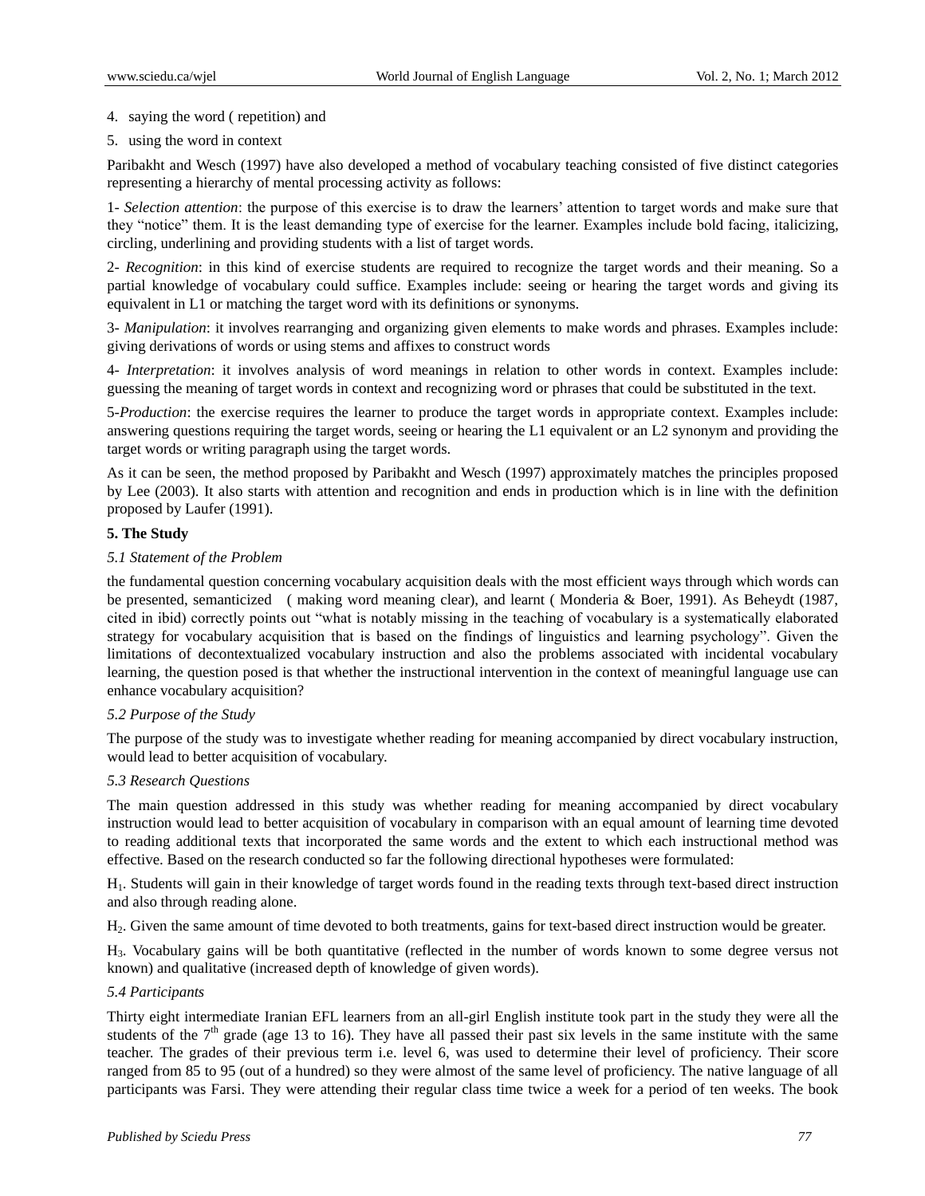4. saying the word ( repetition) and
5. using the word in context

Paribakht and Wesch (1997) have also developed a method of vocabulary teaching consisted of five distinct categories representing a hierarchy of mental processing activity as follows:

1- *Selection attention*: the purpose of this exercise is to draw the learners' attention to target words and make sure that they "notice" them. It is the least demanding type of exercise for the learner. Examples include bold facing, italicizing, circling, underlining and providing students with a list of target words.

2- *Recognition*: in this kind of exercise students are required to recognize the target words and their meaning. So a partial knowledge of vocabulary could suffice. Examples include: seeing or hearing the target words and giving its equivalent in L1 or matching the target word with its definitions or synonyms.

3- *Manipulation*: it involves rearranging and organizing given elements to make words and phrases. Examples include: giving derivations of words or using stems and affixes to construct words

4- *Interpretation*: it involves analysis of word meanings in relation to other words in context. Examples include: guessing the meaning of target words in context and recognizing word or phrases that could be substituted in the text.

5-*Production*: the exercise requires the learner to produce the target words in appropriate context. Examples include: answering questions requiring the target words, seeing or hearing the L1 equivalent or an L2 synonym and providing the target words or writing paragraph using the target words.

As it can be seen, the method proposed by Paribakht and Wesch (1997) approximately matches the principles proposed by Lee (2003). It also starts with attention and recognition and ends in production which is in line with the definition proposed by Laufer (1991).

## 5. The Study

### *5.1 Statement of the Problem*

the fundamental question concerning vocabulary acquisition deals with the most efficient ways through which words can be presented, semanticized ( making word meaning clear), and learnt ( Monderia & Boer, 1991). As Beheydt (1987, cited in ibid) correctly points out "what is notably missing in the teaching of vocabulary is a systematically elaborated strategy for vocabulary acquisition that is based on the findings of linguistics and learning psychology". Given the limitations of decontextualized vocabulary instruction and also the problems associated with incidental vocabulary learning, the question posed is that whether the instructional intervention in the context of meaningful language use can enhance vocabulary acquisition?

### *5.2 Purpose of the Study*

The purpose of the study was to investigate whether reading for meaning accompanied by direct vocabulary instruction, would lead to better acquisition of vocabulary.

### *5.3 Research Questions*

The main question addressed in this study was whether reading for meaning accompanied by direct vocabulary instruction would lead to better acquisition of vocabulary in comparison with an equal amount of learning time devoted to reading additional texts that incorporated the same words and the extent to which each instructional method was effective. Based on the research conducted so far the following directional hypotheses were formulated:

$H_1$. Students will gain in their knowledge of target words found in the reading texts through text-based direct instruction and also through reading alone.

$H_2$. Given the same amount of time devoted to both treatments, gains for text-based direct instruction would be greater.

$H_3$. Vocabulary gains will be both quantitative (reflected in the number of words known to some degree versus not known) and qualitative (increased depth of knowledge of given words).

### *5.4 Participants*

Thirty eight intermediate Iranian EFL learners from an all-girl English institute took part in the study they were all the students of the 7th grade (age 13 to 16). They have all passed their past six levels in the same institute with the same teacher. The grades of their previous term i.e. level 6, was used to determine their level of proficiency. Their score ranged from 85 to 95 (out of a hundred) so they were almost of the same level of proficiency. The native language of all participants was Farsi. They were attending their regular class time twice a week for a period of ten weeks. The book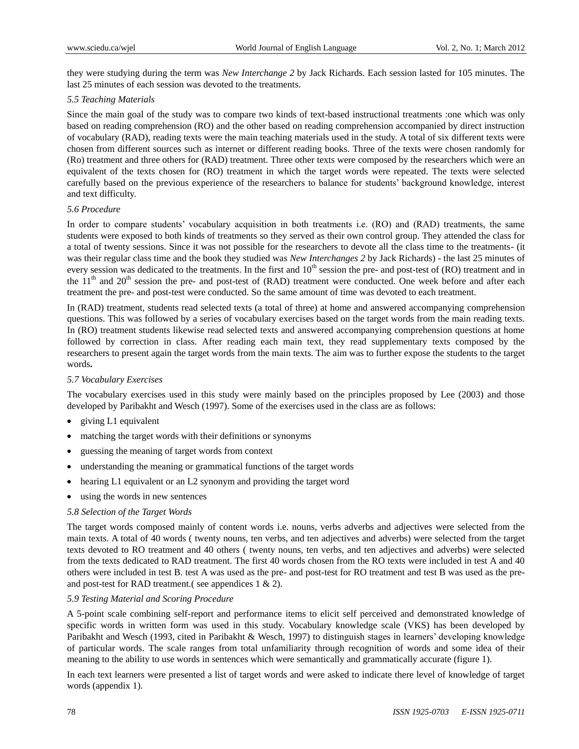they were studying during the term was *New Interchange 2* by Jack Richards. Each session lasted for 105 minutes. The last 25 minutes of each session was devoted to the treatments.

### *5.5 Teaching Materials*

Since the main goal of the study was to compare two kinds of text-based instructional treatments :one which was only based on reading comprehension (RO) and the other based on reading comprehension accompanied by direct instruction of vocabulary (RAD), reading texts were the main teaching materials used in the study. A total of six different texts were chosen from different sources such as internet or different reading books. Three of the texts were chosen randomly for (Ro) treatment and three others for (RAD) treatment. Three other texts were composed by the researchers which were an equivalent of the texts chosen for (RO) treatment in which the target words were repeated. The texts were selected carefully based on the previous experience of the researchers to balance for students' background knowledge, interest and text difficulty.

### *5.6 Procedure*

In order to compare students' vocabulary acquisition in both treatments i.e. (RO) and (RAD) treatments, the same students were exposed to both kinds of treatments so they served as their own control group. They attended the class for a total of twenty sessions. Since it was not possible for the researchers to devote all the class time to the treatments- (it was their regular class time and the book they studied was *New Interchanges 2* by Jack Richards) - the last 25 minutes of every session was dedicated to the treatments. In the first and 10th session the pre- and post-test of (RO) treatment and in the 11th and 20th session the pre- and post-test of (RAD) treatment were conducted. One week before and after each treatment the pre- and post-test were conducted. So the same amount of time was devoted to each treatment.

In (RAD) treatment, students read selected texts (a total of three) at home and answered accompanying comprehension questions. This was followed by a series of vocabulary exercises based on the target words from the main reading texts. In (RO) treatment students likewise read selected texts and answered accompanying comprehension questions at home followed by correction in class. After reading each main text, they read supplementary texts composed by the researchers to present again the target words from the main texts. The aim was to further expose the students to the target words**.**

### *5.7 Vocabulary Exercises*

The vocabulary exercises used in this study were mainly based on the principles proposed by Lee (2003) and those developed by Paribakht and Wesch (1997). Some of the exercises used in the class are as follows:

- giving L1 equivalent
- matching the target words with their definitions or synonyms
- guessing the meaning of target words from context
- understanding the meaning or grammatical functions of the target words
- hearing L1 equivalent or an L2 synonym and providing the target word
- using the words in new sentences

### *5.8 Selection of the Target Words*

The target words composed mainly of content words i.e. nouns, verbs adverbs and adjectives were selected from the main texts. A total of 40 words ( twenty nouns, ten verbs, and ten adjectives and adverbs) were selected from the target texts devoted to RO treatment and 40 others ( twenty nouns, ten verbs, and ten adjectives and adverbs) were selected from the texts dedicated to RAD treatment. The first 40 words chosen from the RO texts were included in test A and 40 others were included in test B. test A was used as the pre- and post-test for RO treatment and test B was used as the pre- and post-test for RAD treatment.( see appendices 1 & 2).

### *5.9 Testing Material and Scoring Procedure*

A 5-point scale combining self-report and performance items to elicit self perceived and demonstrated knowledge of specific words in written form was used in this study. Vocabulary knowledge scale (VKS) has been developed by Paribakht and Wesch (1993, cited in Paribakht & Wesch, 1997) to distinguish stages in learners' developing knowledge of particular words. The scale ranges from total unfamiliarity through recognition of words and some idea of their meaning to the ability to use words in sentences which were semantically and grammatically accurate (figure 1).

In each text learners were presented a list of target words and were asked to indicate there level of knowledge of target words (appendix 1).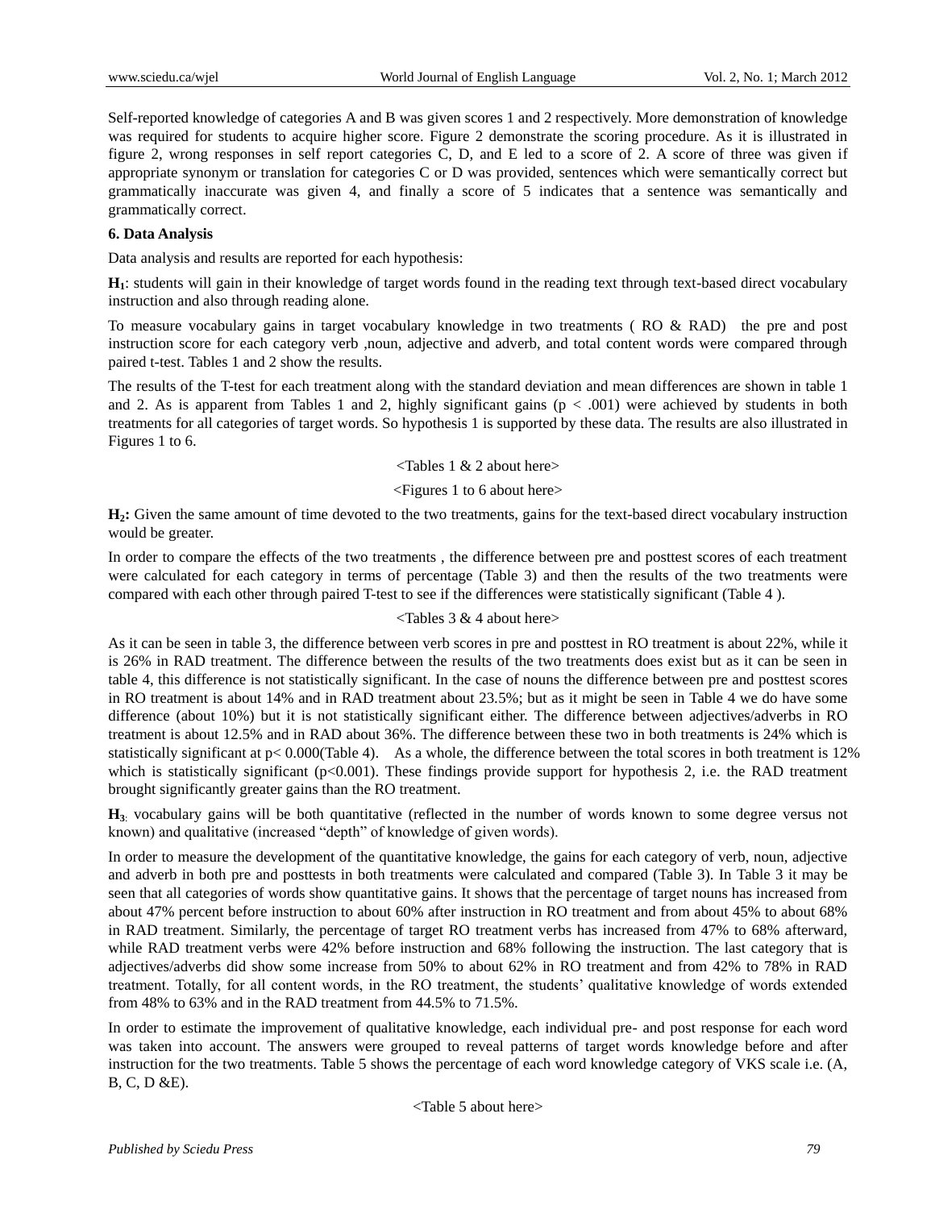Self-reported knowledge of categories A and B was given scores 1 and 2 respectively. More demonstration of knowledge was required for students to acquire higher score. Figure 2 demonstrate the scoring procedure. As it is illustrated in figure 2, wrong responses in self report categories C, D, and E led to a score of 2. A score of three was given if appropriate synonym or translation for categories C or D was provided, sentences which were semantically correct but grammatically inaccurate was given 4, and finally a score of 5 indicates that a sentence was semantically and grammatically correct.

**6. Data Analysis**

Data analysis and results are reported for each hypothesis:

**$H_1$**: students will gain in their knowledge of target words found in the reading text through text-based direct vocabulary instruction and also through reading alone.

To measure vocabulary gains in target vocabulary knowledge in two treatments ( RO & RAD) the pre and post instruction score for each category verb ,noun, adjective and adverb, and total content words were compared through paired t-test. Tables 1 and 2 show the results.

The results of the T-test for each treatment along with the standard deviation and mean differences are shown in table 1 and 2. As is apparent from Tables 1 and 2, highly significant gains ($p < .001$) were achieved by students in both treatments for all categories of target words. So hypothesis 1 is supported by these data. The results are also illustrated in Figures 1 to 6.

<Tables 1 & 2 about here>

<Figures 1 to 6 about here>

**$H_2$:** Given the same amount of time devoted to the two treatments, gains for the text-based direct vocabulary instruction would be greater.

In order to compare the effects of the two treatments , the difference between pre and posttest scores of each treatment were calculated for each category in terms of percentage (Table 3) and then the results of the two treatments were compared with each other through paired T-test to see if the differences were statistically significant (Table 4 ).

<Tables 3 & 4 about here>

As it can be seen in table 3, the difference between verb scores in pre and posttest in RO treatment is about 22%, while it is 26% in RAD treatment. The difference between the results of the two treatments does exist but as it can be seen in table 4, this difference is not statistically significant. In the case of nouns the difference between pre and posttest scores in RO treatment is about 14% and in RAD treatment about 23.5%; but as it might be seen in Table 4 we do have some difference (about 10%) but it is not statistically significant either. The difference between adjectives/adverbs in RO treatment is about 12.5% and in RAD about 36%. The difference between these two in both treatments is 24% which is statistically significant at $p< 0.000$(Table 4). As a whole, the difference between the total scores in both treatment is 12% which is statistically significant ($p<0.001$). These findings provide support for hypothesis 2, i.e. the RAD treatment brought significantly greater gains than the RO treatment.

**$H_3$**: vocabulary gains will be both quantitative (reflected in the number of words known to some degree versus not known) and qualitative (increased "depth" of knowledge of given words).

In order to measure the development of the quantitative knowledge, the gains for each category of verb, noun, adjective and adverb in both pre and posttests in both treatments were calculated and compared (Table 3). In Table 3 it may be seen that all categories of words show quantitative gains. It shows that the percentage of target nouns has increased from about 47% percent before instruction to about 60% after instruction in RO treatment and from about 45% to about 68% in RAD treatment. Similarly, the percentage of target RO treatment verbs has increased from 47% to 68% afterward, while RAD treatment verbs were 42% before instruction and 68% following the instruction. The last category that is adjectives/adverbs did show some increase from 50% to about 62% in RO treatment and from 42% to 78% in RAD treatment. Totally, for all content words, in the RO treatment, the students' qualitative knowledge of words extended from 48% to 63% and in the RAD treatment from 44.5% to 71.5%.

In order to estimate the improvement of qualitative knowledge, each individual pre- and post response for each word was taken into account. The answers were grouped to reveal patterns of target words knowledge before and after instruction for the two treatments. Table 5 shows the percentage of each word knowledge category of VKS scale i.e. (A, B, C, D &E).

<Table 5 about here>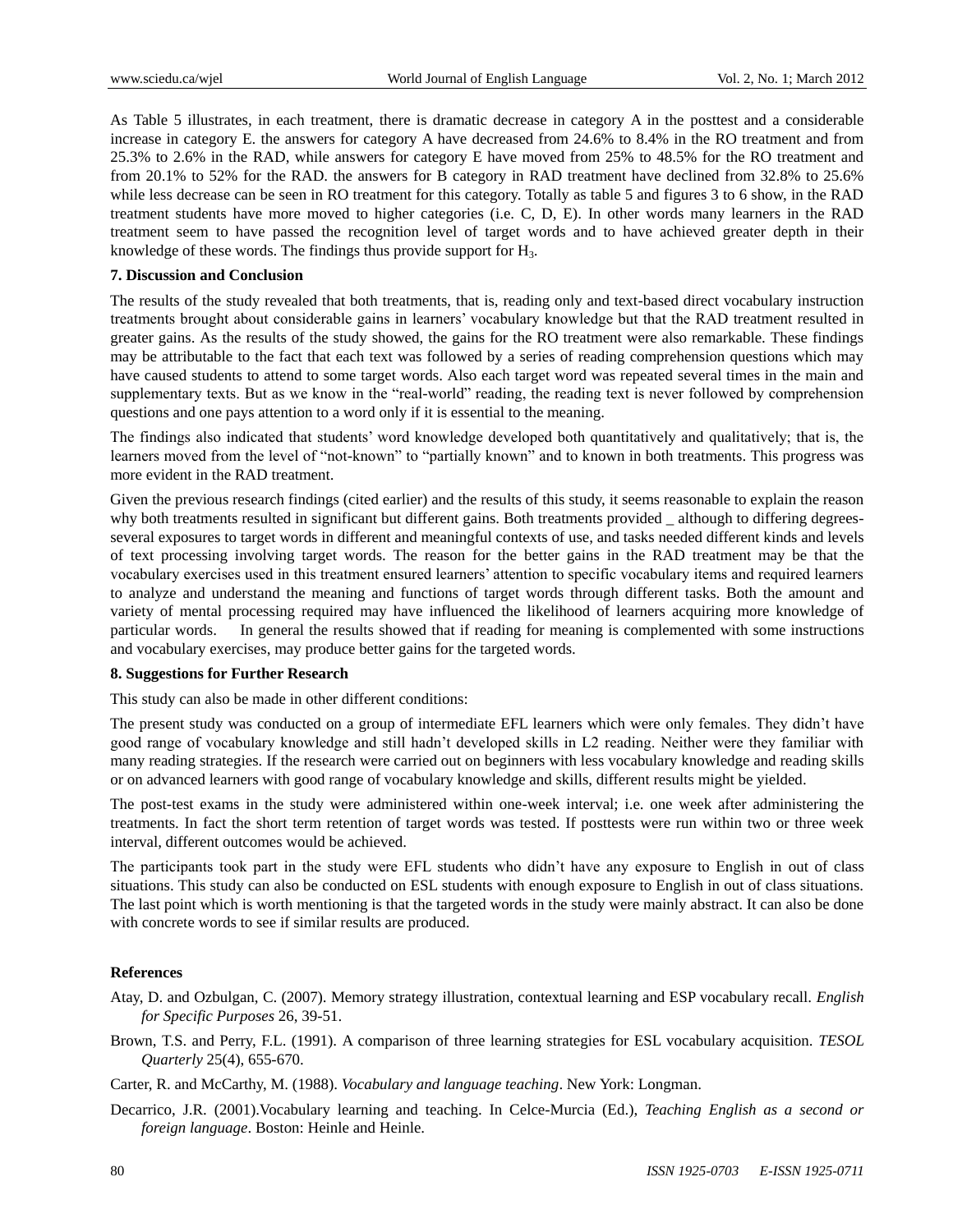As Table 5 illustrates, in each treatment, there is dramatic decrease in category A in the posttest and a considerable increase in category E. the answers for category A have decreased from 24.6% to 8.4% in the RO treatment and from 25.3% to 2.6% in the RAD, while answers for category E have moved from 25% to 48.5% for the RO treatment and from 20.1% to 52% for the RAD. the answers for B category in RAD treatment have declined from 32.8% to 25.6% while less decrease can be seen in RO treatment for this category. Totally as table 5 and figures 3 to 6 show, in the RAD treatment students have more moved to higher categories (i.e. C, D, E). In other words many learners in the RAD treatment seem to have passed the recognition level of target words and to have achieved greater depth in their knowledge of these words. The findings thus provide support for $H_3$.

### 7. Discussion and Conclusion

The results of the study revealed that both treatments, that is, reading only and text-based direct vocabulary instruction treatments brought about considerable gains in learners' vocabulary knowledge but that the RAD treatment resulted in greater gains. As the results of the study showed, the gains for the RO treatment were also remarkable. These findings may be attributable to the fact that each text was followed by a series of reading comprehension questions which may have caused students to attend to some target words. Also each target word was repeated several times in the main and supplementary texts. But as we know in the "real-world" reading, the reading text is never followed by comprehension questions and one pays attention to a word only if it is essential to the meaning.

The findings also indicated that students' word knowledge developed both quantitatively and qualitatively; that is, the learners moved from the level of "not-known" to "partially known" and to known in both treatments. This progress was more evident in the RAD treatment.

Given the previous research findings (cited earlier) and the results of this study, it seems reasonable to explain the reason why both treatments resulted in significant but different gains. Both treatments provided _ although to differing degrees- several exposures to target words in different and meaningful contexts of use, and tasks needed different kinds and levels of text processing involving target words. The reason for the better gains in the RAD treatment may be that the vocabulary exercises used in this treatment ensured learners' attention to specific vocabulary items and required learners to analyze and understand the meaning and functions of target words through different tasks. Both the amount and variety of mental processing required may have influenced the likelihood of learners acquiring more knowledge of particular words. In general the results showed that if reading for meaning is complemented with some instructions and vocabulary exercises, may produce better gains for the targeted words.

### 8. Suggestions for Further Research

This study can also be made in other different conditions:

The present study was conducted on a group of intermediate EFL learners which were only females. They didn't have good range of vocabulary knowledge and still hadn't developed skills in L2 reading. Neither were they familiar with many reading strategies. If the research were carried out on beginners with less vocabulary knowledge and reading skills or on advanced learners with good range of vocabulary knowledge and skills, different results might be yielded.

The post-test exams in the study were administered within one-week interval; i.e. one week after administering the treatments. In fact the short term retention of target words was tested. If posttests were run within two or three week interval, different outcomes would be achieved.

The participants took part in the study were EFL students who didn't have any exposure to English in out of class situations. This study can also be conducted on ESL students with enough exposure to English in out of class situations. The last point which is worth mentioning is that the targeted words in the study were mainly abstract. It can also be done with concrete words to see if similar results are produced.

### References

Atay, D. and Ozbulgan, C. (2007). Memory strategy illustration, contextual learning and ESP vocabulary recall. *English for Specific Purposes* 26, 39-51.

Brown, T.S. and Perry, F.L. (1991). A comparison of three learning strategies for ESL vocabulary acquisition. *TESOL Quarterly* 25(4), 655-670.

Carter, R. and McCarthy, M. (1988). *Vocabulary and language teaching*. New York: Longman.

Decarrico, J.R. (2001).Vocabulary learning and teaching. In Celce-Murcia (Ed.), *Teaching English as a second or foreign language*. Boston: Heinle and Heinle.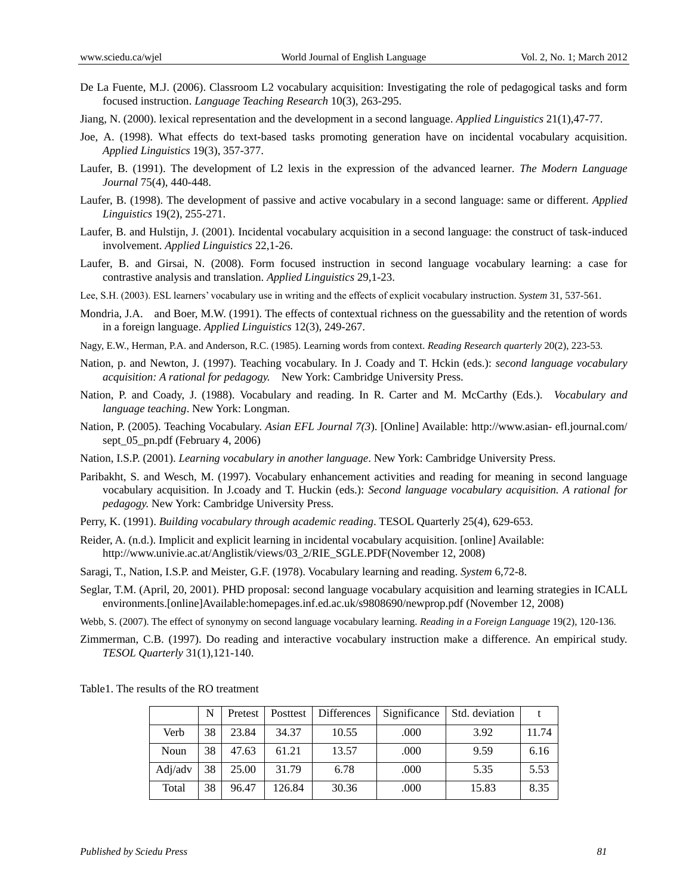De La Fuente, M.J. (2006). Classroom L2 vocabulary acquisition: Investigating the role of pedagogical tasks and form focused instruction. *Language Teaching Research* 10(3), 263-295.

Jiang, N. (2000). lexical representation and the development in a second language. *Applied Linguistics* 21(1),47-77.

Joe, A. (1998). What effects do text-based tasks promoting generation have on incidental vocabulary acquisition. *Applied Linguistics* 19(3), 357-377.

Laufer, B. (1991). The development of L2 lexis in the expression of the advanced learner. *The Modern Language Journal* 75(4), 440-448.

Laufer, B. (1998). The development of passive and active vocabulary in a second language: same or different. *Applied Linguistics* 19(2), 255-271.

Laufer, B. and Hulstijn, J. (2001). Incidental vocabulary acquisition in a second language: the construct of task-induced involvement. *Applied Linguistics* 22,1-26.

Laufer, B. and Girsai, N. (2008). Form focused instruction in second language vocabulary learning: a case for contrastive analysis and translation. *Applied Linguistics* 29,1-23.

Lee, S.H. (2003). ESL learners' vocabulary use in writing and the effects of explicit vocabulary instruction. *System* 31, 537-561.

Mondria, J.A. and Boer, M.W. (1991). The effects of contextual richness on the guessability and the retention of words in a foreign language. *Applied Linguistics* 12(3), 249-267.

Nagy, E.W., Herman, P.A. and Anderson, R.C. (1985). Learning words from context. *Reading Research quarterly* 20(2), 223-53.

Nation, p. and Newton, J. (1997). Teaching vocabulary. In J. Coady and T. Hckin (eds.): *second language vocabulary acquisition: A rational for pedagogy.* New York: Cambridge University Press.

Nation, P. and Coady, J. (1988). Vocabulary and reading. In R. Carter and M. McCarthy (Eds.). *Vocabulary and language teaching*. New York: Longman.

Nation, P. (2005). Teaching Vocabulary. *Asian EFL Journal 7(3*). [Online] Available: http://www.asian- efl.journal.com/ sept_05_pn.pdf (February 4, 2006)

Nation, I.S.P. (2001). *Learning vocabulary in another language*. New York: Cambridge University Press.

Paribakht, S. and Wesch, M. (1997). Vocabulary enhancement activities and reading for meaning in second language vocabulary acquisition. In J.coady and T. Huckin (eds.): *Second language vocabulary acquisition. A rational for pedagogy.* New York: Cambridge University Press.

Perry, K. (1991). *Building vocabulary through academic reading*. TESOL Quarterly 25(4), 629-653.

Reider, A. (n.d.). Implicit and explicit learning in incidental vocabulary acquisition. [online] Available: http://www.univie.ac.at/Anglistik/views/03_2/RIE_SGLE.PDF(November 12, 2008)

Saragi, T., Nation, I.S.P. and Meister, G.F. (1978). Vocabulary learning and reading. *System* 6,72-8.

Seglar, T.M. (April, 20, 2001). PHD proposal: second language vocabulary acquisition and learning strategies in ICALL environments.[online]Available:homepages.inf.ed.ac.uk/s9808690/newprop.pdf (November 12, 2008)

Webb, S. (2007). The effect of synonymy on second language vocabulary learning. *Reading in a Foreign Language* 19(2), 120-136.

Zimmerman, C.B. (1997). Do reading and interactive vocabulary instruction make a difference. An empirical study. *TESOL Quarterly* 31(1),121-140.

Table1. The results of the RO treatment

| | N | Pretest | Posttest | Differences | Significance | Std. deviation | t |
|---|---|---|---|---|---|---|---|
| Verb | 38 | 23.84 | 34.37 | 10.55 | .000 | 3.92 | 11.74 |
| Noun | 38 | 47.63 | 61.21 | 13.57 | .000 | 9.59 | 6.16 |
| Adj/adv | 38 | 25.00 | 31.79 | 6.78 | .000 | 5.35 | 5.53 |
| Total | 38 | 96.47 | 126.84 | 30.36 | .000 | 15.83 | 8.35 |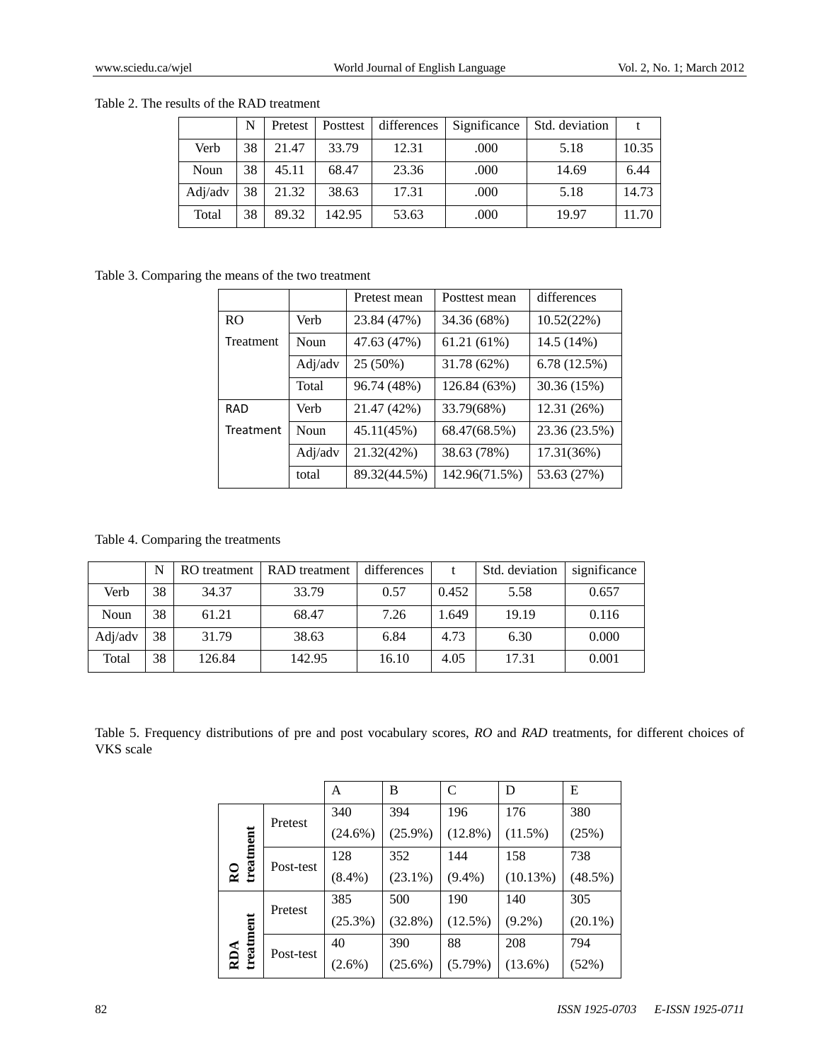Table 2. The results of the RAD treatment

| | N | Pretest | Posttest | differences | Significance | Std. deviation | t |
|---|---|---|---|---|---|---|---|
| Verb | 38 | 21.47 | 33.79 | 12.31 | .000 | 5.18 | 10.35 |
| Noun | 38 | 45.11 | 68.47 | 23.36 | .000 | 14.69 | 6.44 |
| Adj/adv | 38 | 21.32 | 38.63 | 17.31 | .000 | 5.18 | 14.73 |
| Total | 38 | 89.32 | 142.95 | 53.63 | .000 | 19.97 | 11.70 |

Table 3. Comparing the means of the two treatment

| | | Pretest mean | Posttest mean | differences |
|---|---|---|---|---|
| RO Treatment | Verb | 23.84 (47%) | 34.36 (68%) | 10.52(22%) |
| | Noun | 47.63 (47%) | 61.21 (61%) | 14.5 (14%) |
| | Adj/adv | 25 (50%) | 31.78 (62%) | 6.78 (12.5%) |
| | Total | 96.74 (48%) | 126.84 (63%) | 30.36 (15%) |
| RAD Treatment | Verb | 21.47 (42%) | 33.79(68%) | 12.31 (26%) |
| | Noun | 45.11(45%) | 68.47(68.5%) | 23.36 (23.5%) |
| | Adj/adv | 21.32(42%) | 38.63 (78%) | 17.31(36%) |
| | total | 89.32(44.5%) | 142.96(71.5%) | 53.63 (27%) |

Table 4. Comparing the treatments

| | N | RO treatment | RAD treatment | differences | t | Std. deviation | significance |
|---|---|---|---|---|---|---|---|
| Verb | 38 | 34.37 | 33.79 | 0.57 | 0.452 | 5.58 | 0.657 |
| Noun | 38 | 61.21 | 68.47 | 7.26 | 1.649 | 19.19 | 0.116 |
| Adj/adv | 38 | 31.79 | 38.63 | 6.84 | 4.73 | 6.30 | 0.000 |
| Total | 38 | 126.84 | 142.95 | 16.10 | 4.05 | 17.31 | 0.001 |

Table 5. Frequency distributions of pre and post vocabulary scores, *RO* and *RAD* treatments, for different choices of VKS scale

| | | A | B | C | D | E |
|---|---|---|---|---|---|---|
| **RO treatment** | Pretest | 340 (24.6%) | 394 (25.9%) | 196 (12.8%) | 176 (11.5%) | 380 (25%) |
| | Post-test | 128 (8.4%) | 352 (23.1%) | 144 (9.4%) | 158 (10.13%) | 738 (48.5%) |
| **RDA treatment** | Pretest | 385 (25.3%) | 500 (32.8%) | 190 (12.5%) | 140 (9.2%) | 305 (20.1%) |
| | Post-test | 40 (2.6%) | 390 (25.6%) | 88 (5.79%) | 208 (13.6%) | 794 (52%) |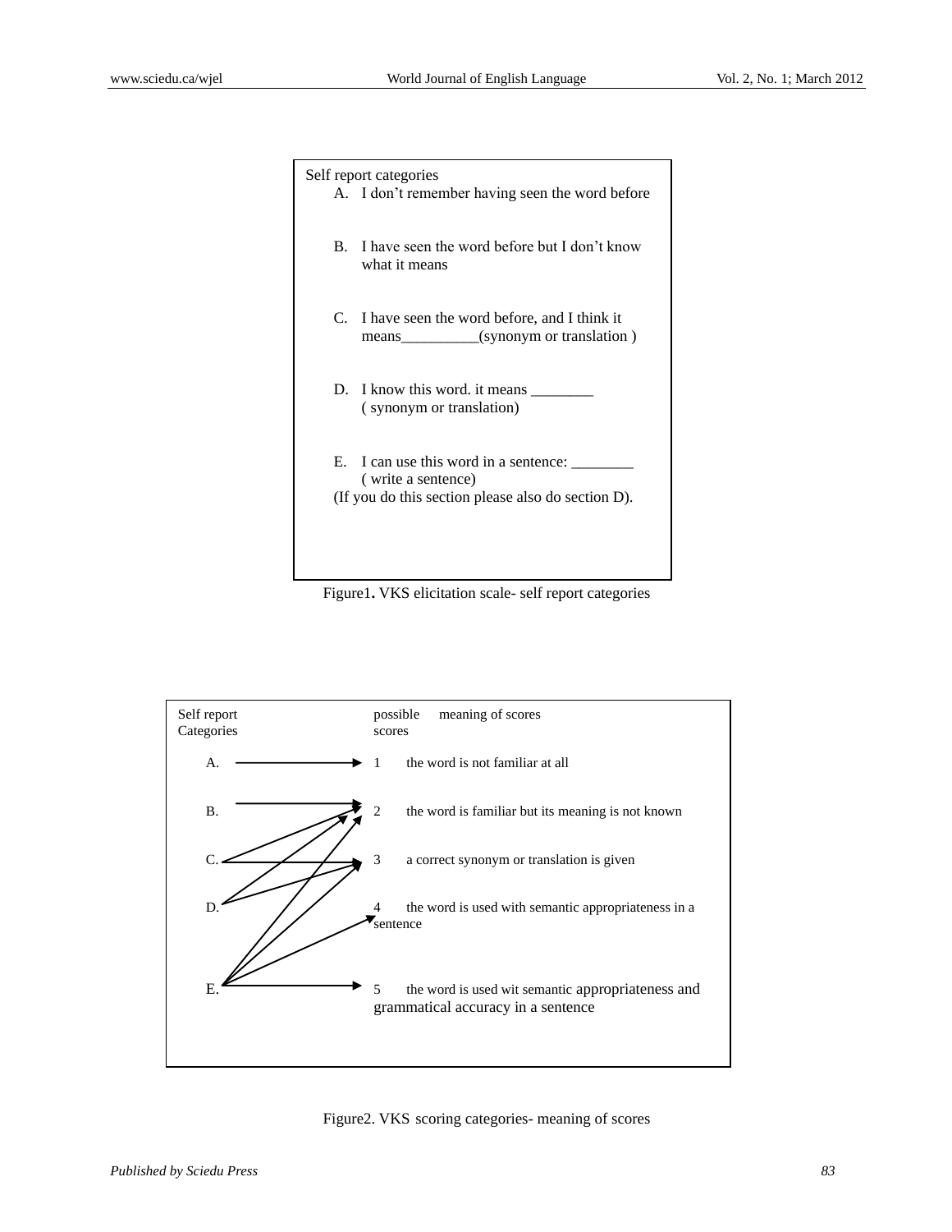Self report categories

A. I don't remember having seen the word before

B. I have seen the word before but I don't know what it means

C. I have seen the word before, and I think it means__________(synonym or translation )

D. I know this word. it means ________ ( synonym or translation)

E. I can use this word in a sentence: ________ ( write a sentence)
(If you do this section please also do section D).

Figure1. VKS elicitation scale- self report categories

| Self report Categories | possible scores | meaning of scores |
| --- | --- | --- |
| A. → 1 | 1 | the word is not familiar at all |
| B. → 2 | 2 | the word is familiar but its meaning is not known |
| C. → 2, 3 | 3 | a correct synonym or translation is given |
| D. → 2, 3 | 4 | the word is used with semantic appropriateness in a sentence |
| E. → 2, 3, 4, 5 | 5 | the word is used wit semantic appropriateness and grammatical accuracy in a sentence |

Figure2. VKS scoring categories- meaning of scores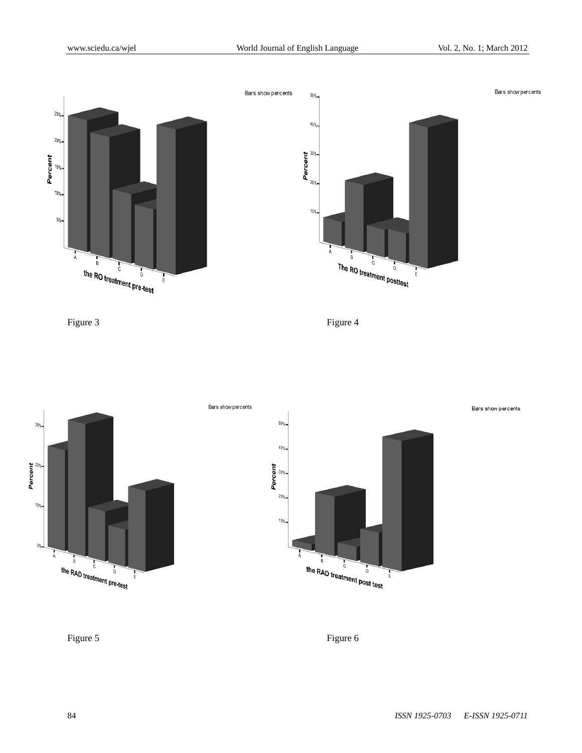Bars show percents

25%
20%
15%
10%
5%

Percent

A
B
C
D
E

the RO treatment pre-test

Figure 3

Bars show percents

50%
40%
30%
20%
10%

Percent

A
B
C
D
E

The RO treatment posttest

Figure 4

Bars show percents

30%
20%
10%
0%

Percent

A
B
C
D
E

the RAD treatment pre-test

Figure 5

Bars show percents

50%
40%
30%
20%
10%

Percent

A
B
C
D
E

the RAD treatment post test

Figure 6